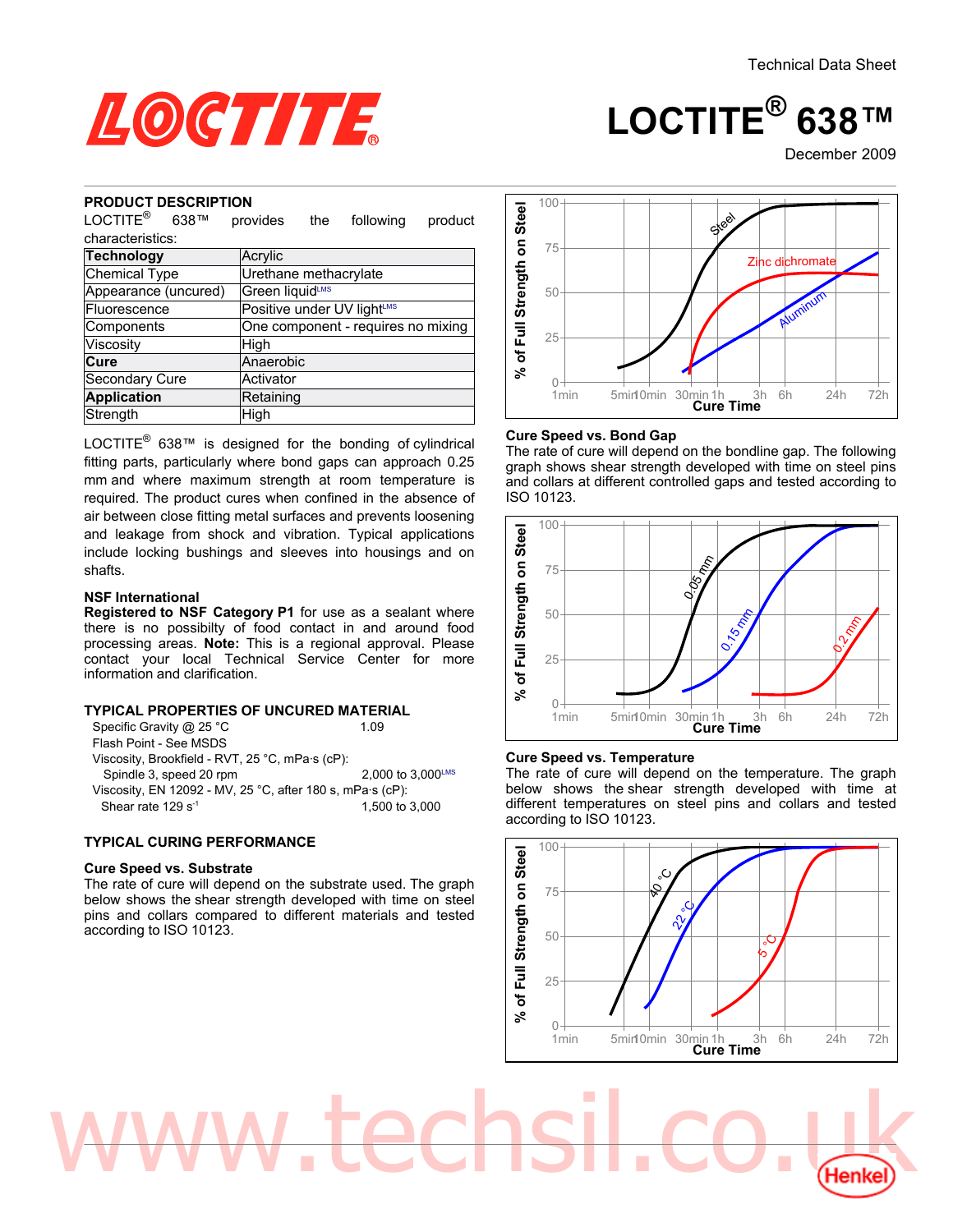Technical Data Sheet

# LOCTITE® 638™

December 2009

## PRODUCT DESCRIPTION

LOCTITE® 638™ provides the following product characteristics:

| Technology | Acrylic |
|---|---|
| Chemical Type | Urethane methacrylate |
| Appearance (uncured) | Green liquid[LMS] |
| Fluorescence | Positive under UV light[LMS] |
| Components | One component - requires no mixing |
| Viscosity | High |
| Cure | Anaerobic |
| Secondary Cure | Activator |
| Application | Retaining |
| Strength | High |

LOCTITE® 638™ is designed for the bonding of cylindrical fitting parts, particularly where bond gaps can approach 0.25 mm and where maximum strength at room temperature is required. The product cures when confined in the absence of air between close fitting metal surfaces and prevents loosening and leakage from shock and vibration. Typical applications include locking bushings and sleeves into housings and on shafts.

### NSF International

**Registered to NSF Category P1** for use as a sealant where there is no possibilty of food contact in and around food processing areas. **Note:** This is a regional approval. Please contact your local Technical Service Center for more information and clarification.

## TYPICAL PROPERTIES OF UNCURED MATERIAL

Specific Gravity @ 25 °C — 1.09

Flash Point - See MSDS

Viscosity, Brookfield - RVT, 25 °C, mPa·s (cP):

Spindle 3, speed 20 rpm — 2,000 to 3,000[LMS]

Viscosity, EN 12092 - MV, 25 °C, after 180 s, mPa·s (cP):

Shear rate 129 $s^{-1}$ — 1,500 to 3,000

## TYPICAL CURING PERFORMANCE

### Cure Speed vs. Substrate

The rate of cure will depend on the substrate used. The graph below shows the shear strength developed with time on steel pins and collars compared to different materials and tested according to ISO 10123.

### Cure Speed vs. Bond Gap

The rate of cure will depend on the bondline gap. The following graph shows shear strength developed with time on steel pins and collars at different controlled gaps and tested according to ISO 10123.

### Cure Speed vs. Temperature

The rate of cure will depend on the temperature. The graph below shows the shear strength developed with time at different temperatures on steel pins and collars and tested according to ISO 10123.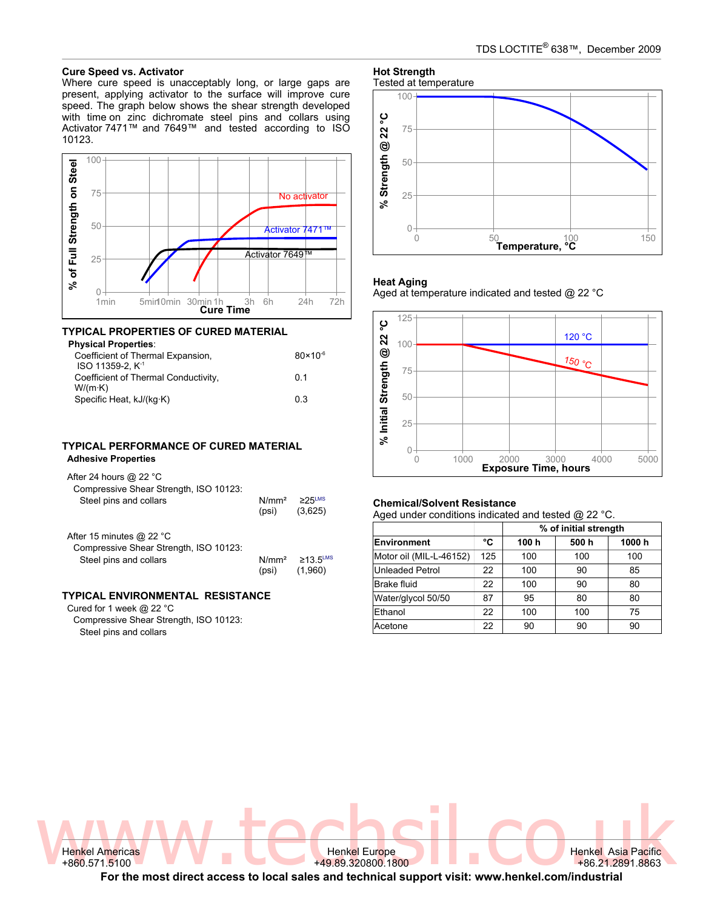## Cure Speed vs. Activator

Where cure speed is unacceptably long, or large gaps are present, applying activator to the surface will improve cure speed. The graph below shows the shear strength developed with time on zinc dichromate steel pins and collars using Activator 7471™ and 7649™ and tested according to ISO 10123.

## TYPICAL PROPERTIES OF CURED MATERIAL

**Physical Properties**:

| | |
|---|---|
| Coefficient of Thermal Expansion, ISO 11359-2, $K^{-1}$ | $80 \times 10^{-6}$ |
| Coefficient of Thermal Conductivity, W/(m·K) | 0.1 |
| Specific Heat, kJ/(kg·K) | 0.3 |

## TYPICAL PERFORMANCE OF CURED MATERIAL

**Adhesive Properties**

After 24 hours @ 22 °C
Compressive Shear Strength, ISO 10123:
Steel pins and collars — N/mm² ≥25[LMS] (psi) (3,625)

After 15 minutes @ 22 °C
Compressive Shear Strength, ISO 10123:
Steel pins and collars — N/mm² ≥13.5[LMS] (psi) (1,960)

## TYPICAL ENVIRONMENTAL RESISTANCE

Cured for 1 week @ 22 °C
Compressive Shear Strength, ISO 10123:
Steel pins and collars

### Hot Strength

Tested at temperature

### Heat Aging

Aged at temperature indicated and tested @ 22 °C

### Chemical/Solvent Resistance

Aged under conditions indicated and tested @ 22 °C.

| | | % of initial strength | | |
|---|---|---|---|---|
| **Environment** | **°C** | **100 h** | **500 h** | **1000 h** |
| Motor oil (MIL-L-46152) | 125 | 100 | 100 | 100 |
| Unleaded Petrol | 22 | 100 | 90 | 85 |
| Brake fluid | 22 | 100 | 90 | 80 |
| Water/glycol 50/50 | 87 | 95 | 80 | 80 |
| Ethanol | 22 | 100 | 100 | 75 |
| Acetone | 22 | 90 | 90 | 90 |

Henkel Americas +860.571.5100 | Henkel Europe +49.89.320800.1800 | Henkel Asia Pacific +86.21.2891.8863

**For the most direct access to local sales and technical support visit: www.henkel.com/industrial**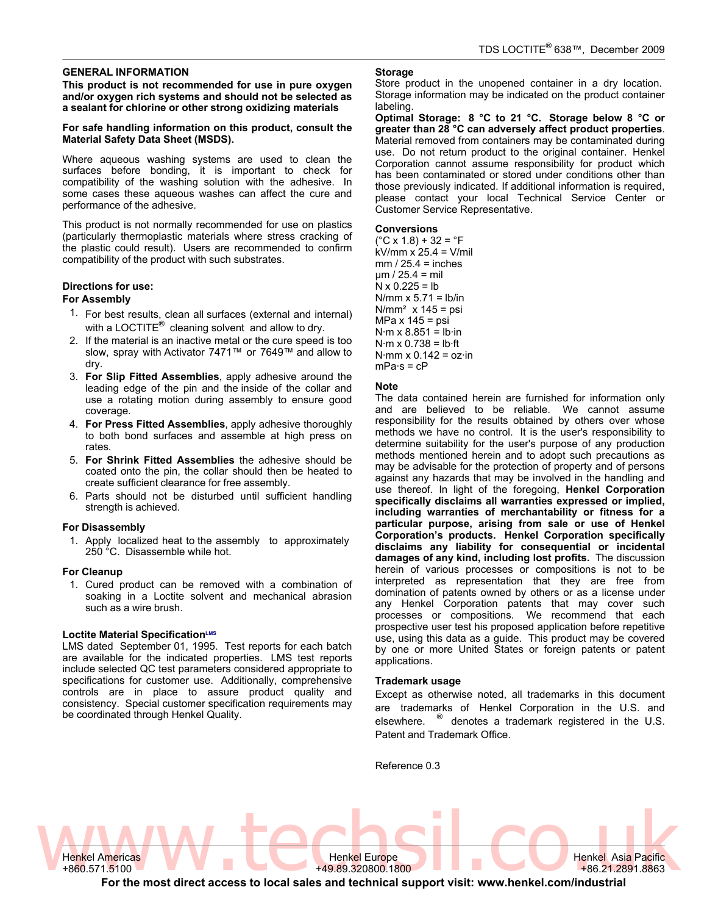## GENERAL INFORMATION

**This product is not recommended for use in pure oxygen and/or oxygen rich systems and should not be selected as a sealant for chlorine or other strong oxidizing materials**

**For safe handling information on this product, consult the Material Safety Data Sheet (MSDS).**

Where aqueous washing systems are used to clean the surfaces before bonding, it is important to check for compatibility of the washing solution with the adhesive. In some cases these aqueous washes can affect the cure and performance of the adhesive.

This product is not normally recommended for use on plastics (particularly thermoplastic materials where stress cracking of the plastic could result). Users are recommended to confirm compatibility of the product with such substrates.

### Directions for use:

**For Assembly**

1. For best results, clean all surfaces (external and internal) with a LOCTITE® cleaning solvent and allow to dry.
2. If the material is an inactive metal or the cure speed is too slow, spray with Activator 7471™ or 7649™ and allow to dry.
3. **For Slip Fitted Assemblies**, apply adhesive around the leading edge of the pin and the inside of the collar and use a rotating motion during assembly to ensure good coverage.
4. **For Press Fitted Assemblies**, apply adhesive thoroughly to both bond surfaces and assemble at high press on rates.
5. **For Shrink Fitted Assemblies** the adhesive should be coated onto the pin, the collar should then be heated to create sufficient clearance for free assembly.
6. Parts should not be disturbed until sufficient handling strength is achieved.

**For Disassembly**

1. Apply localized heat to the assembly to approximately 250 °C. Disassemble while hot.

**For Cleanup**

1. Cured product can be removed with a combination of soaking in a Loctite solvent and mechanical abrasion such as a wire brush.

### Loctite Material Specification[LMS]

LMS dated September 01, 1995. Test reports for each batch are available for the indicated properties. LMS test reports include selected QC test parameters considered appropriate to specifications for customer use. Additionally, comprehensive controls are in place to assure product quality and consistency. Special customer specification requirements may be coordinated through Henkel Quality.

### Storage

Store product in the unopened container in a dry location. Storage information may be indicated on the product container labeling.

**Optimal Storage: 8 °C to 21 °C. Storage below 8 °C or greater than 28 °C can adversely affect product properties**. Material removed from containers may be contaminated during use. Do not return product to the original container. Henkel Corporation cannot assume responsibility for product which has been contaminated or stored under conditions other than those previously indicated. If additional information is required, please contact your local Technical Service Center or Customer Service Representative.

### Conversions

(°C x 1.8) + 32 = °F
kV/mm x 25.4 = V/mil
mm / 25.4 = inches
µm / 25.4 = mil
N x 0.225 = lb
N/mm x 5.71 = lb/in
N/mm² x 145 = psi
MPa x 145 = psi
N·m x 8.851 = lb·in
N·m x 0.738 = lb·ft
N·mm x 0.142 = oz·in
mPa·s = cP

### Note

The data contained herein are furnished for information only and are believed to be reliable. We cannot assume responsibility for the results obtained by others over whose methods we have no control. It is the user's responsibility to determine suitability for the user's purpose of any production methods mentioned herein and to adopt such precautions as may be advisable for the protection of property and of persons against any hazards that may be involved in the handling and use thereof. In light of the foregoing, **Henkel Corporation specifically disclaims all warranties expressed or implied, including warranties of merchantability or fitness for a particular purpose, arising from sale or use of Henkel Corporation's products. Henkel Corporation specifically disclaims any liability for consequential or incidental damages of any kind, including lost profits.** The discussion herein of various processes or compositions is not to be interpreted as representation that they are free from domination of patents owned by others or as a license under any Henkel Corporation patents that may cover such processes or compositions. We recommend that each prospective user test his proposed application before repetitive use, using this data as a guide. This product may be covered by one or more United States or foreign patents or patent applications.

### Trademark usage

Except as otherwise noted, all trademarks in this document are trademarks of Henkel Corporation in the U.S. and elsewhere. ® denotes a trademark registered in the U.S. Patent and Trademark Office.

Reference 0.3

Henkel Americas +860.571.5100 | Henkel Europe +49.89.320800.1800 | Henkel Asia Pacific +86.21.2891.8863

**For the most direct access to local sales and technical support visit: www.henkel.com/industrial**